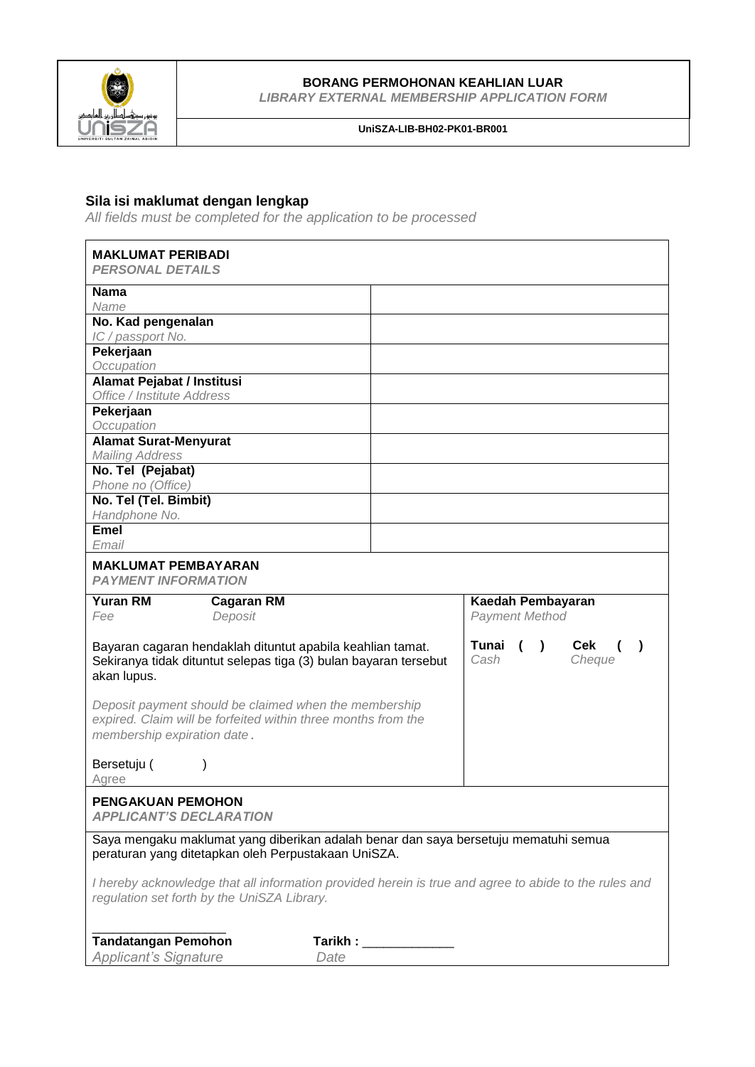**BORANG PERMOHONAN KEAHLIAN LUAR**
*LIBRARY EXTERNAL MEMBERSHIP APPLICATION FORM*

**UniSZA-LIB-BH02-PK01-BR001**

### Sila isi maklumat dengan lengkap
*All fields must be completed for the application to be processed*

| **MAKLUMAT PERIBADI** *PERSONAL DETAILS* | |
|---|---|
| **Nama** *Name* | |
| **No. Kad pengenalan** *IC / passport No.* | |
| **Pekerjaan** *Occupation* | |
| **Alamat Pejabat / Institusi** *Office / Institute Address* | |
| **Pekerjaan** *Occupation* | |
| **Alamat Surat-Menyurat** *Mailing Address* | |
| **No. Tel (Pejabat)** *Phone no (Office)* | |
| **No. Tel (Tel. Bimbit)** *Handphone No.* | |
| **Emel** *Email* | |

| **MAKLUMAT PEMBAYARAN** *PAYMENT INFORMATION* | |
|---|---|
| **Yuran RM** *Fee* &nbsp;&nbsp; **Cagaran RM** *Deposit* | **Kaedah Pembayaran** *Payment Method* |
| Bayaran cagaran hendaklah dituntut apabila keahlian tamat. Sekiranya tidak dituntut selepas tiga (3) bulan bayaran tersebut akan lupus. <br><br> *Deposit payment should be claimed when the membership expired. Claim will be forfeited within three months from the membership expiration date.* <br><br> Bersetuju (   ) *Agree* | **Tunai ( )** *Cash* &nbsp;&nbsp; **Cek ( )** *Cheque* |

**PENGAKUAN PEMOHON**
*APPLICANT'S DECLARATION*

Saya mengaku maklumat yang diberikan adalah benar dan saya bersetuju mematuhi semua peraturan yang ditetapkan oleh Perpustakaan UniSZA.

*I hereby acknowledge that all information provided herein is true and agree to abide to the rules and regulation set forth by the UniSZA Library.*

\_\_\_\_\_\_\_\_\_\_\_\_\_\_\_\_\_\_\_
**Tandatangan Pemohon**
*Applicant's Signature*

**Tarikh :** \_\_\_\_\_\_\_\_\_\_\_\_\_
*Date*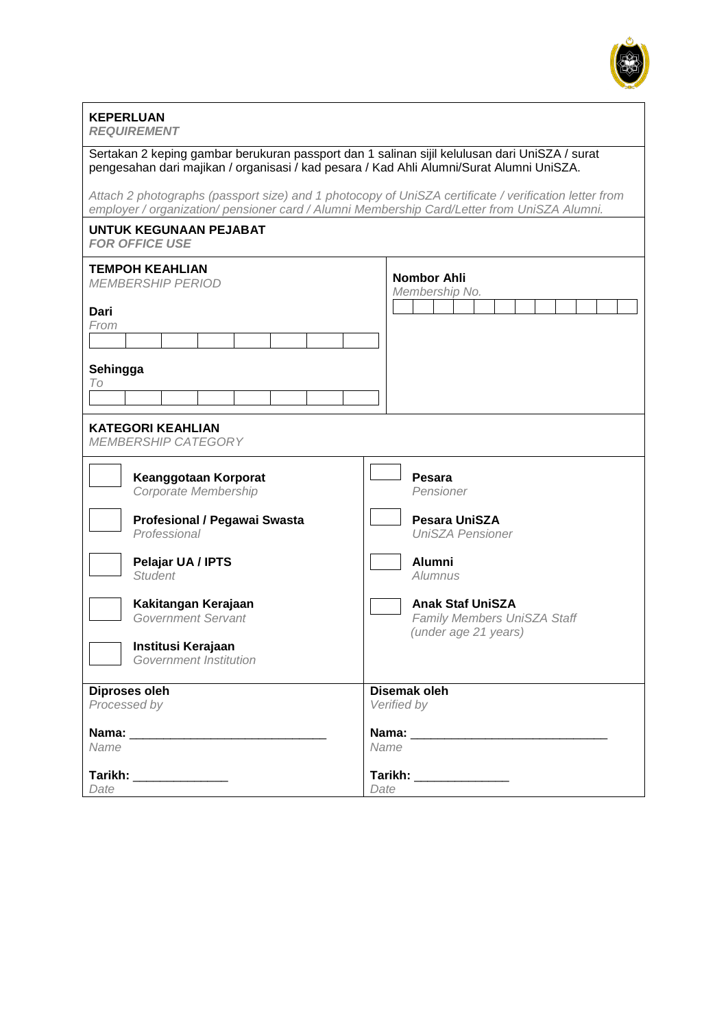**KEPERLUAN**
***REQUIREMENT***

Sertakan 2 keping gambar berukuran passport dan 1 salinan sijil kelulusan dari UniSZA / surat pengesahan dari majikan / organisasi / kad pesara / Kad Ahli Alumni/Surat Alumni UniSZA.

*Attach 2 photographs (passport size) and 1 photocopy of UniSZA certificate / verification letter from employer / organization/ pensioner card / Alumni Membership Card/Letter from UniSZA Alumni.*

**UNTUK KEGUNAAN PEJABAT**
***FOR OFFICE USE***

| | |
|---|---|
| **TEMPOH KEAHLIAN** *MEMBERSHIP PERIOD* | **Nombor Ahli** *Membership No.* |
| **Dari** *From* | |
| **Sehingga** *To* | |

**KATEGORI KEAHLIAN**
*MEMBERSHIP CATEGORY*

| | |
|---|---|
| ☐ **Keanggotaan Korporat** *Corporate Membership* | ☐ **Pesara** *Pensioner* |
| ☐ **Profesional / Pegawai Swasta** *Professional* | ☐ **Pesara UniSZA** *UniSZA Pensioner* |
| ☐ **Pelajar UA / IPTS** *Student* | ☐ **Alumni** *Alumnus* |
| ☐ **Kakitangan Kerajaan** *Government Servant* | ☐ **Anak Staf UniSZA** *Family Members UniSZA Staff (under age 21 years)* |
| ☐ **Institusi Kerajaan** *Government Institution* | |

| | |
|---|---|
| **Diproses oleh** *Processed by* | **Disemak oleh** *Verified by* |
| **Nama:** ____________________________ *Name* | **Nama:** ____________________________ *Name* |
| **Tarikh:** ______________ *Date* | **Tarikh:** ______________ *Date* |